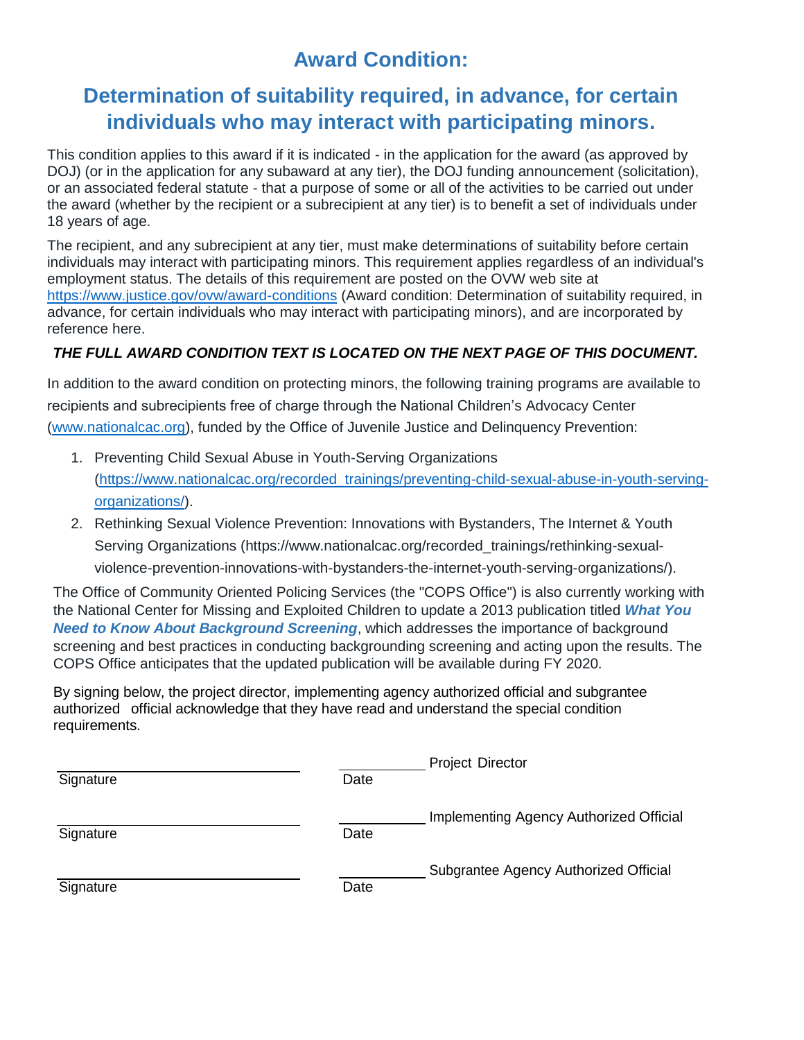# Award Condition:

## Determination of suitability required, in advance, for certain individuals who may interact with participating minors.

This condition applies to this award if it is indicated - in the application for the award (as approved by DOJ) (or in the application for any subaward at any tier), the DOJ funding announcement (solicitation), or an associated federal statute - that a purpose of some or all of the activities to be carried out under the award (whether by the recipient or a subrecipient at any tier) is to benefit a set of individuals under 18 years of age.

The recipient, and any subrecipient at any tier, must make determinations of suitability before certain individuals may interact with participating minors. This requirement applies regardless of an individual's employment status. The details of this requirement are posted on the OVW web site at https://www.justice.gov/ovw/award-conditions (Award condition: Determination of suitability required, in advance, for certain individuals who may interact with participating minors), and are incorporated by reference here.

***THE FULL AWARD CONDITION TEXT IS LOCATED ON THE NEXT PAGE OF THIS DOCUMENT.***

In addition to the award condition on protecting minors, the following training programs are available to recipients and subrecipients free of charge through the National Children's Advocacy Center (www.nationalcac.org), funded by the Office of Juvenile Justice and Delinquency Prevention:

1. Preventing Child Sexual Abuse in Youth-Serving Organizations (https://www.nationalcac.org/recorded_trainings/preventing-child-sexual-abuse-in-youth-serving-organizations/).
2. Rethinking Sexual Violence Prevention: Innovations with Bystanders, The Internet & Youth Serving Organizations (https://www.nationalcac.org/recorded_trainings/rethinking-sexual-violence-prevention-innovations-with-bystanders-the-internet-youth-serving-organizations/).

The Office of Community Oriented Policing Services (the "COPS Office") is also currently working with the National Center for Missing and Exploited Children to update a 2013 publication titled ***What You Need to Know About Background Screening***, which addresses the importance of background screening and best practices in conducting backgrounding screening and acting upon the results. The COPS Office anticipates that the updated publication will be available during FY 2020.

By signing below, the project director, implementing agency authorized official and subgrantee authorized official acknowledge that they have read and understand the special condition requirements.

| | | |
|---|---|---|
| \_\_\_\_\_\_\_\_\_\_\_\_\_\_\_\_\_\_\_\_ Signature | \_\_\_\_\_\_\_\_ Date | Project Director |
| \_\_\_\_\_\_\_\_\_\_\_\_\_\_\_\_\_\_\_\_ Signature | \_\_\_\_\_\_\_\_ Date | Implementing Agency Authorized Official |
| \_\_\_\_\_\_\_\_\_\_\_\_\_\_\_\_\_\_\_\_ Signature | \_\_\_\_\_\_\_\_ Date | Subgrantee Agency Authorized Official |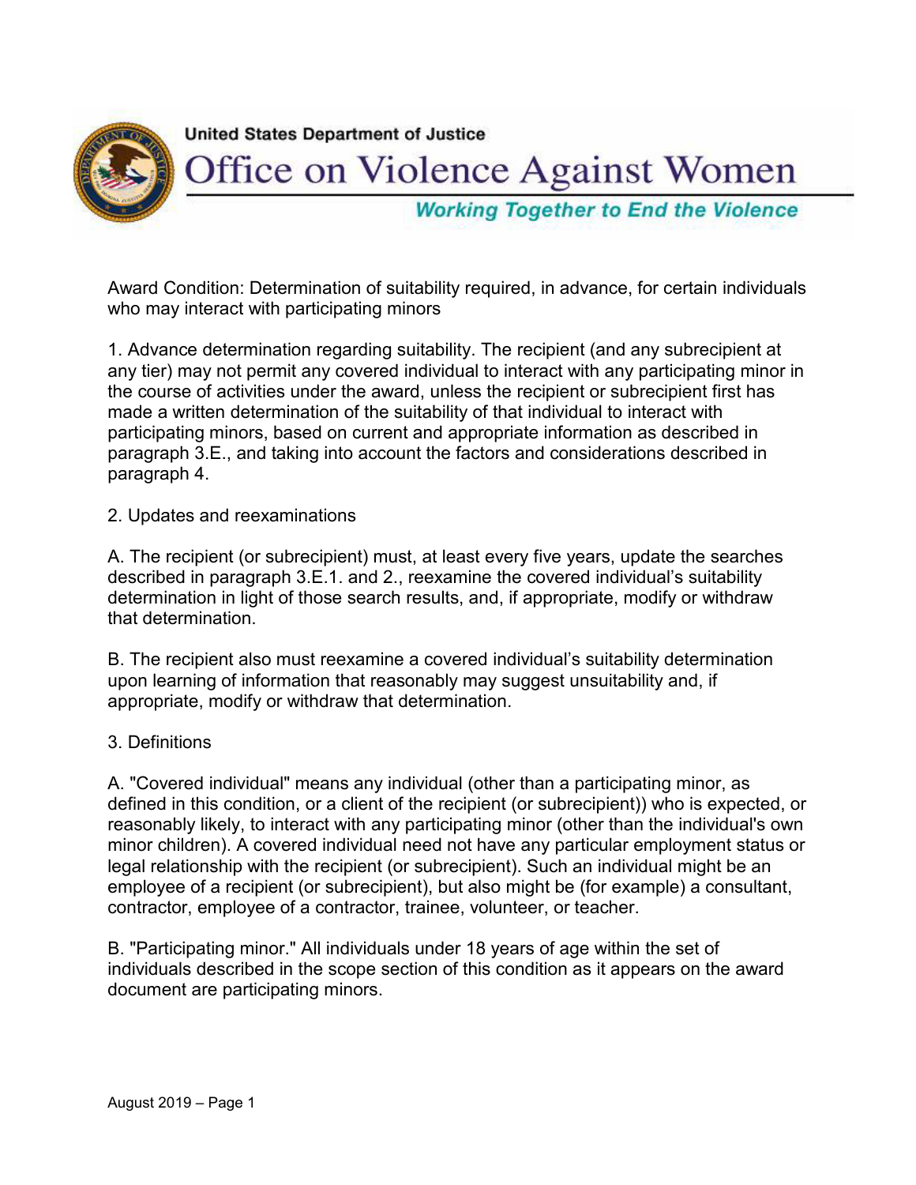United States Department of Justice

# Office on Violence Against Women

*Working Together to End the Violence*

Award Condition: Determination of suitability required, in advance, for certain individuals who may interact with participating minors

1. Advance determination regarding suitability. The recipient (and any subrecipient at any tier) may not permit any covered individual to interact with any participating minor in the course of activities under the award, unless the recipient or subrecipient first has made a written determination of the suitability of that individual to interact with participating minors, based on current and appropriate information as described in paragraph 3.E., and taking into account the factors and considerations described in paragraph 4.

2. Updates and reexaminations

A. The recipient (or subrecipient) must, at least every five years, update the searches described in paragraph 3.E.1. and 2., reexamine the covered individual's suitability determination in light of those search results, and, if appropriate, modify or withdraw that determination.

B. The recipient also must reexamine a covered individual's suitability determination upon learning of information that reasonably may suggest unsuitability and, if appropriate, modify or withdraw that determination.

3. Definitions

A. "Covered individual" means any individual (other than a participating minor, as defined in this condition, or a client of the recipient (or subrecipient)) who is expected, or reasonably likely, to interact with any participating minor (other than the individual's own minor children). A covered individual need not have any particular employment status or legal relationship with the recipient (or subrecipient). Such an individual might be an employee of a recipient (or subrecipient), but also might be (for example) a consultant, contractor, employee of a contractor, trainee, volunteer, or teacher.

B. "Participating minor." All individuals under 18 years of age within the set of individuals described in the scope section of this condition as it appears on the award document are participating minors.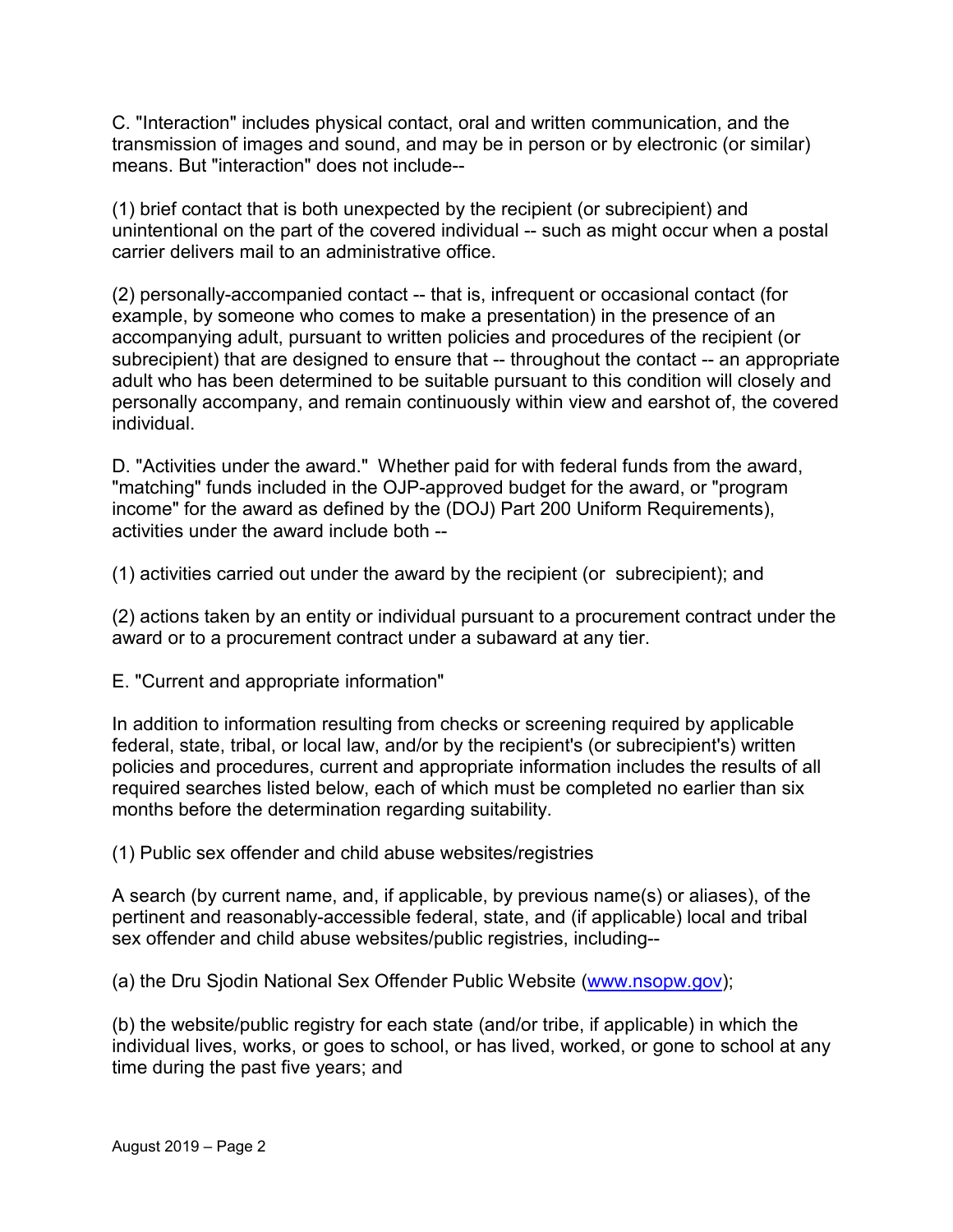C. "Interaction" includes physical contact, oral and written communication, and the transmission of images and sound, and may be in person or by electronic (or similar) means. But "interaction" does not include--

(1) brief contact that is both unexpected by the recipient (or subrecipient) and unintentional on the part of the covered individual -- such as might occur when a postal carrier delivers mail to an administrative office.

(2) personally-accompanied contact -- that is, infrequent or occasional contact (for example, by someone who comes to make a presentation) in the presence of an accompanying adult, pursuant to written policies and procedures of the recipient (or subrecipient) that are designed to ensure that -- throughout the contact -- an appropriate adult who has been determined to be suitable pursuant to this condition will closely and personally accompany, and remain continuously within view and earshot of, the covered individual.

D. "Activities under the award." Whether paid for with federal funds from the award, "matching" funds included in the OJP-approved budget for the award, or "program income" for the award as defined by the (DOJ) Part 200 Uniform Requirements), activities under the award include both --

(1) activities carried out under the award by the recipient (or subrecipient); and

(2) actions taken by an entity or individual pursuant to a procurement contract under the award or to a procurement contract under a subaward at any tier.

E. "Current and appropriate information"

In addition to information resulting from checks or screening required by applicable federal, state, tribal, or local law, and/or by the recipient's (or subrecipient's) written policies and procedures, current and appropriate information includes the results of all required searches listed below, each of which must be completed no earlier than six months before the determination regarding suitability.

(1) Public sex offender and child abuse websites/registries

A search (by current name, and, if applicable, by previous name(s) or aliases), of the pertinent and reasonably-accessible federal, state, and (if applicable) local and tribal sex offender and child abuse websites/public registries, including--

(a) the Dru Sjodin National Sex Offender Public Website (www.nsopw.gov);

(b) the website/public registry for each state (and/or tribe, if applicable) in which the individual lives, works, or goes to school, or has lived, worked, or gone to school at any time during the past five years; and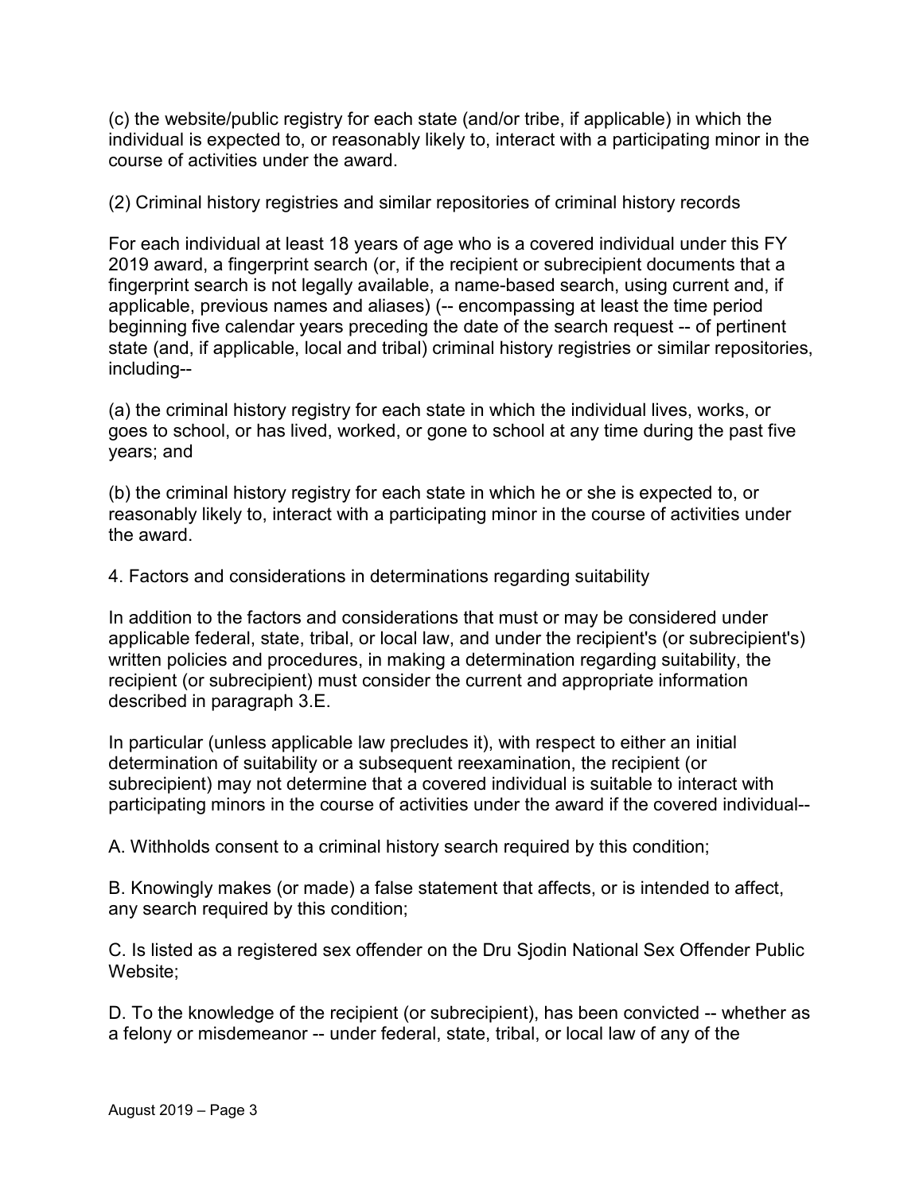(c) the website/public registry for each state (and/or tribe, if applicable) in which the individual is expected to, or reasonably likely to, interact with a participating minor in the course of activities under the award.

(2) Criminal history registries and similar repositories of criminal history records

For each individual at least 18 years of age who is a covered individual under this FY 2019 award, a fingerprint search (or, if the recipient or subrecipient documents that a fingerprint search is not legally available, a name-based search, using current and, if applicable, previous names and aliases) (-- encompassing at least the time period beginning five calendar years preceding the date of the search request -- of pertinent state (and, if applicable, local and tribal) criminal history registries or similar repositories, including--

(a) the criminal history registry for each state in which the individual lives, works, or goes to school, or has lived, worked, or gone to school at any time during the past five years; and

(b) the criminal history registry for each state in which he or she is expected to, or reasonably likely to, interact with a participating minor in the course of activities under the award.

4. Factors and considerations in determinations regarding suitability

In addition to the factors and considerations that must or may be considered under applicable federal, state, tribal, or local law, and under the recipient's (or subrecipient's) written policies and procedures, in making a determination regarding suitability, the recipient (or subrecipient) must consider the current and appropriate information described in paragraph 3.E.

In particular (unless applicable law precludes it), with respect to either an initial determination of suitability or a subsequent reexamination, the recipient (or subrecipient) may not determine that a covered individual is suitable to interact with participating minors in the course of activities under the award if the covered individual--

A. Withholds consent to a criminal history search required by this condition;

B. Knowingly makes (or made) a false statement that affects, or is intended to affect, any search required by this condition;

C. Is listed as a registered sex offender on the Dru Sjodin National Sex Offender Public Website;

D. To the knowledge of the recipient (or subrecipient), has been convicted -- whether as a felony or misdemeanor -- under federal, state, tribal, or local law of any of the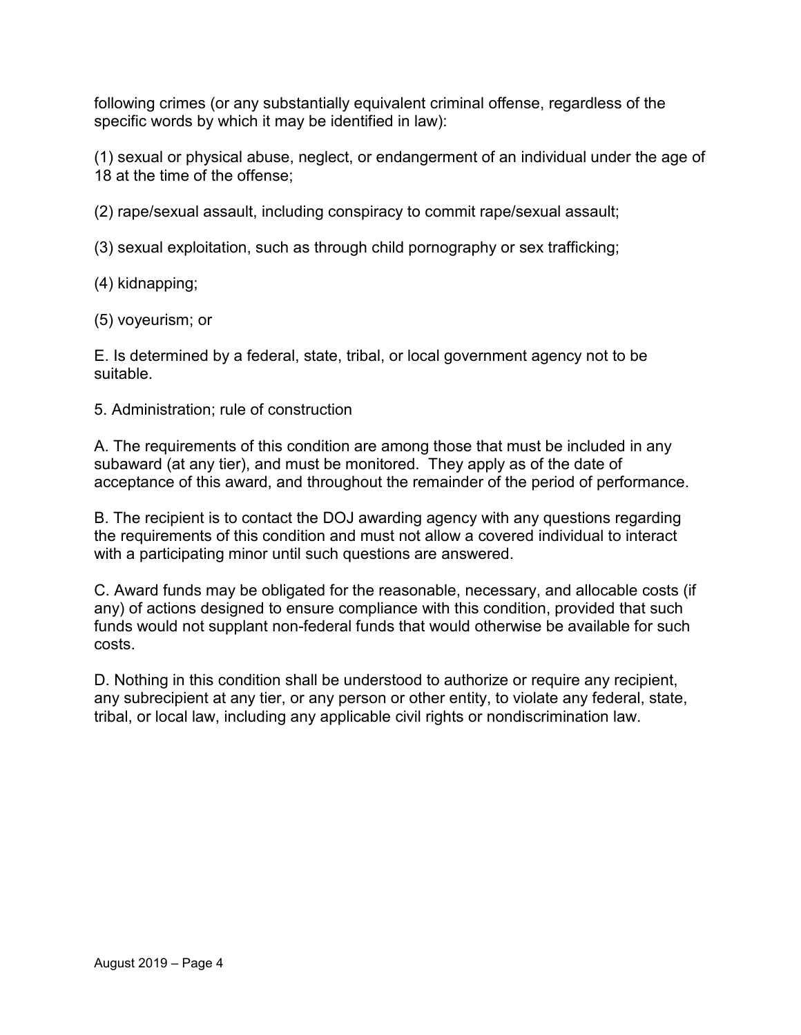following crimes (or any substantially equivalent criminal offense, regardless of the specific words by which it may be identified in law):

(1) sexual or physical abuse, neglect, or endangerment of an individual under the age of 18 at the time of the offense;

(2) rape/sexual assault, including conspiracy to commit rape/sexual assault;

(3) sexual exploitation, such as through child pornography or sex trafficking;

(4) kidnapping;

(5) voyeurism; or

E. Is determined by a federal, state, tribal, or local government agency not to be suitable.

5. Administration; rule of construction

A. The requirements of this condition are among those that must be included in any subaward (at any tier), and must be monitored. They apply as of the date of acceptance of this award, and throughout the remainder of the period of performance.

B. The recipient is to contact the DOJ awarding agency with any questions regarding the requirements of this condition and must not allow a covered individual to interact with a participating minor until such questions are answered.

C. Award funds may be obligated for the reasonable, necessary, and allocable costs (if any) of actions designed to ensure compliance with this condition, provided that such funds would not supplant non-federal funds that would otherwise be available for such costs.

D. Nothing in this condition shall be understood to authorize or require any recipient, any subrecipient at any tier, or any person or other entity, to violate any federal, state, tribal, or local law, including any applicable civil rights or nondiscrimination law.